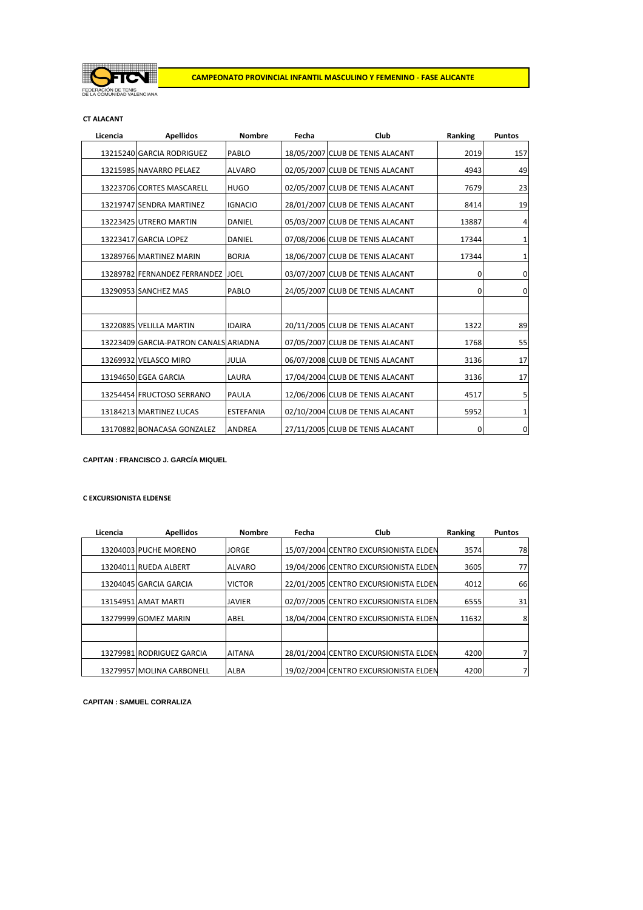FEDERACIÓN DE TENIS DE LA COMUNIDAD VALENCIANA

# CAMPEONATO PROVINCIAL INFANTIL MASCULINO Y FEMENINO - FASE ALICANTE

### CT ALACANT

| Licencia | Apellidos | Nombre | Fecha | Club | Ranking | Puntos |
|---|---|---|---|---|---|---|
| 13215240 | GARCIA RODRIGUEZ | PABLO | 18/05/2007 | CLUB DE TENIS ALACANT | 2019 | 157 |
| 13215985 | NAVARRO PELAEZ | ALVARO | 02/05/2007 | CLUB DE TENIS ALACANT | 4943 | 49 |
| 13223706 | CORTES MASCARELL | HUGO | 02/05/2007 | CLUB DE TENIS ALACANT | 7679 | 23 |
| 13219747 | SENDRA MARTINEZ | IGNACIO | 28/01/2007 | CLUB DE TENIS ALACANT | 8414 | 19 |
| 13223425 | UTRERO MARTIN | DANIEL | 05/03/2007 | CLUB DE TENIS ALACANT | 13887 | 4 |
| 13223417 | GARCIA LOPEZ | DANIEL | 07/08/2006 | CLUB DE TENIS ALACANT | 17344 | 1 |
| 13289766 | MARTINEZ MARIN | BORJA | 18/06/2007 | CLUB DE TENIS ALACANT | 17344 | 1 |
| 13289782 | FERNANDEZ FERRANDEZ | JOEL | 03/07/2007 | CLUB DE TENIS ALACANT | 0 | 0 |
| 13290953 | SANCHEZ MAS | PABLO | 24/05/2007 | CLUB DE TENIS ALACANT | 0 | 0 |
| | | | | | | |
| 13220885 | VELILLA MARTIN | IDAIRA | 20/11/2005 | CLUB DE TENIS ALACANT | 1322 | 89 |
| 13223409 | GARCIA-PATRON CANALS | ARIADNA | 07/05/2007 | CLUB DE TENIS ALACANT | 1768 | 55 |
| 13269932 | VELASCO MIRO | JULIA | 06/07/2008 | CLUB DE TENIS ALACANT | 3136 | 17 |
| 13194650 | EGEA GARCIA | LAURA | 17/04/2004 | CLUB DE TENIS ALACANT | 3136 | 17 |
| 13254454 | FRUCTOSO SERRANO | PAULA | 12/06/2006 | CLUB DE TENIS ALACANT | 4517 | 5 |
| 13184213 | MARTINEZ LUCAS | ESTEFANIA | 02/10/2004 | CLUB DE TENIS ALACANT | 5952 | 1 |
| 13170882 | BONACASA GONZALEZ | ANDREA | 27/11/2005 | CLUB DE TENIS ALACANT | 0 | 0 |

**CAPITAN : FRANCISCO J. GARCÍA MIQUEL**

### C EXCURSIONISTA ELDENSE

| Licencia | Apellidos | Nombre | Fecha | Club | Ranking | Puntos |
|---|---|---|---|---|---|---|
| 13204003 | PUCHE MORENO | JORGE | 15/07/2004 | CENTRO EXCURSIONISTA ELDEN | 3574 | 78 |
| 13204011 | RUEDA ALBERT | ALVARO | 19/04/2006 | CENTRO EXCURSIONISTA ELDEN | 3605 | 77 |
| 13204045 | GARCIA GARCIA | VICTOR | 22/01/2005 | CENTRO EXCURSIONISTA ELDEN | 4012 | 66 |
| 13154951 | AMAT MARTI | JAVIER | 02/07/2005 | CENTRO EXCURSIONISTA ELDEN | 6555 | 31 |
| 13279999 | GOMEZ MARIN | ABEL | 18/04/2004 | CENTRO EXCURSIONISTA ELDEN | 11632 | 8 |
| | | | | | | |
| 13279981 | RODRIGUEZ GARCIA | AITANA | 28/01/2004 | CENTRO EXCURSIONISTA ELDEN | 4200 | 7 |
| 13279957 | MOLINA CARBONELL | ALBA | 19/02/2004 | CENTRO EXCURSIONISTA ELDEN | 4200 | 7 |

**CAPITAN : SAMUEL CORRALIZA**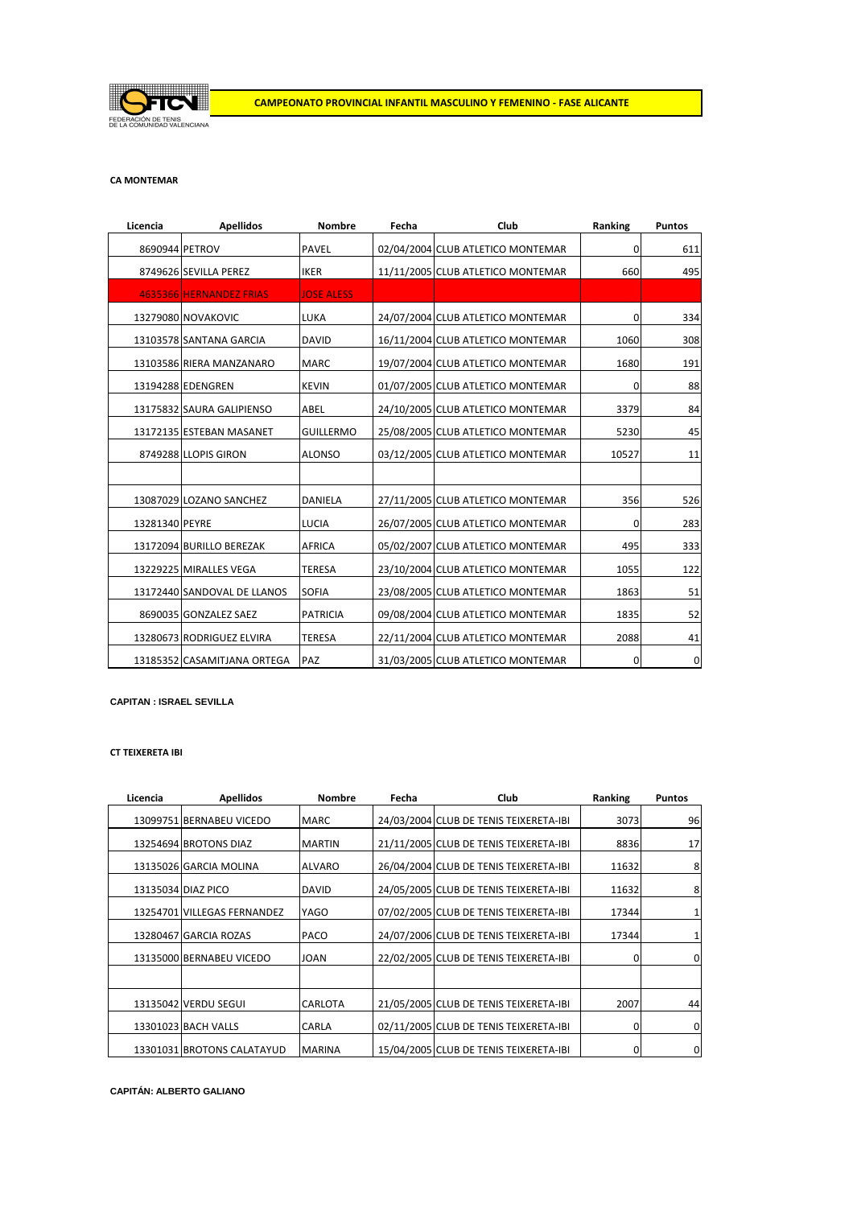FEDERACIÓN DE TENIS DE LA COMUNIDAD VALENCIANA

**CAMPEONATO PROVINCIAL INFANTIL MASCULINO Y FEMENINO - FASE ALICANTE**

**CA MONTEMAR**

| Licencia | Apellidos | Nombre | Fecha | Club | Ranking | Puntos |
|---|---|---|---|---|---|---|
| 8690944 | PETROV | PAVEL | 02/04/2004 | CLUB ATLETICO MONTEMAR | 0 | 611 |
| 8749626 | SEVILLA PEREZ | IKER | 11/11/2005 | CLUB ATLETICO MONTEMAR | 660 | 495 |
| 4635366 | HERNANDEZ FRIAS | JOSE ALESS | | | | |
| 13279080 | NOVAKOVIC | LUKA | 24/07/2004 | CLUB ATLETICO MONTEMAR | 0 | 334 |
| 13103578 | SANTANA GARCIA | DAVID | 16/11/2004 | CLUB ATLETICO MONTEMAR | 1060 | 308 |
| 13103586 | RIERA MANZANARO | MARC | 19/07/2004 | CLUB ATLETICO MONTEMAR | 1680 | 191 |
| 13194288 | EDENGREN | KEVIN | 01/07/2005 | CLUB ATLETICO MONTEMAR | 0 | 88 |
| 13175832 | SAURA GALIPIENSO | ABEL | 24/10/2005 | CLUB ATLETICO MONTEMAR | 3379 | 84 |
| 13172135 | ESTEBAN MASANET | GUILLERMO | 25/08/2005 | CLUB ATLETICO MONTEMAR | 5230 | 45 |
| 8749288 | LLOPIS GIRON | ALONSO | 03/12/2005 | CLUB ATLETICO MONTEMAR | 10527 | 11 |
| | | | | | | |
| 13087029 | LOZANO SANCHEZ | DANIELA | 27/11/2005 | CLUB ATLETICO MONTEMAR | 356 | 526 |
| 13281340 | PEYRE | LUCIA | 26/07/2005 | CLUB ATLETICO MONTEMAR | 0 | 283 |
| 13172094 | BURILLO BEREZAK | AFRICA | 05/02/2007 | CLUB ATLETICO MONTEMAR | 495 | 333 |
| 13229225 | MIRALLES VEGA | TERESA | 23/10/2004 | CLUB ATLETICO MONTEMAR | 1055 | 122 |
| 13172440 | SANDOVAL DE LLANOS | SOFIA | 23/08/2005 | CLUB ATLETICO MONTEMAR | 1863 | 51 |
| 8690035 | GONZALEZ SAEZ | PATRICIA | 09/08/2004 | CLUB ATLETICO MONTEMAR | 1835 | 52 |
| 13280673 | RODRIGUEZ ELVIRA | TERESA | 22/11/2004 | CLUB ATLETICO MONTEMAR | 2088 | 41 |
| 13185352 | CASAMITJANA ORTEGA | PAZ | 31/03/2005 | CLUB ATLETICO MONTEMAR | 0 | 0 |

**CAPITAN : ISRAEL SEVILLA**

**CT TEIXERETA IBI**

| Licencia | Apellidos | Nombre | Fecha | Club | Ranking | Puntos |
|---|---|---|---|---|---|---|
| 13099751 | BERNABEU VICEDO | MARC | 24/03/2004 | CLUB DE TENIS TEIXERETA-IBI | 3073 | 96 |
| 13254694 | BROTONS DIAZ | MARTIN | 21/11/2005 | CLUB DE TENIS TEIXERETA-IBI | 8836 | 17 |
| 13135026 | GARCIA MOLINA | ALVARO | 26/04/2004 | CLUB DE TENIS TEIXERETA-IBI | 11632 | 8 |
| 13135034 | DIAZ PICO | DAVID | 24/05/2005 | CLUB DE TENIS TEIXERETA-IBI | 11632 | 8 |
| 13254701 | VILLEGAS FERNANDEZ | YAGO | 07/02/2005 | CLUB DE TENIS TEIXERETA-IBI | 17344 | 1 |
| 13280467 | GARCIA ROZAS | PACO | 24/07/2006 | CLUB DE TENIS TEIXERETA-IBI | 17344 | 1 |
| 13135000 | BERNABEU VICEDO | JOAN | 22/02/2005 | CLUB DE TENIS TEIXERETA-IBI | 0 | 0 |
| | | | | | | |
| 13135042 | VERDU SEGUI | CARLOTA | 21/05/2005 | CLUB DE TENIS TEIXERETA-IBI | 2007 | 44 |
| 13301023 | BACH VALLS | CARLA | 02/11/2005 | CLUB DE TENIS TEIXERETA-IBI | 0 | 0 |
| 13301031 | BROTONS CALATAYUD | MARINA | 15/04/2005 | CLUB DE TENIS TEIXERETA-IBI | 0 | 0 |

**CAPITÁN: ALBERTO GALIANO**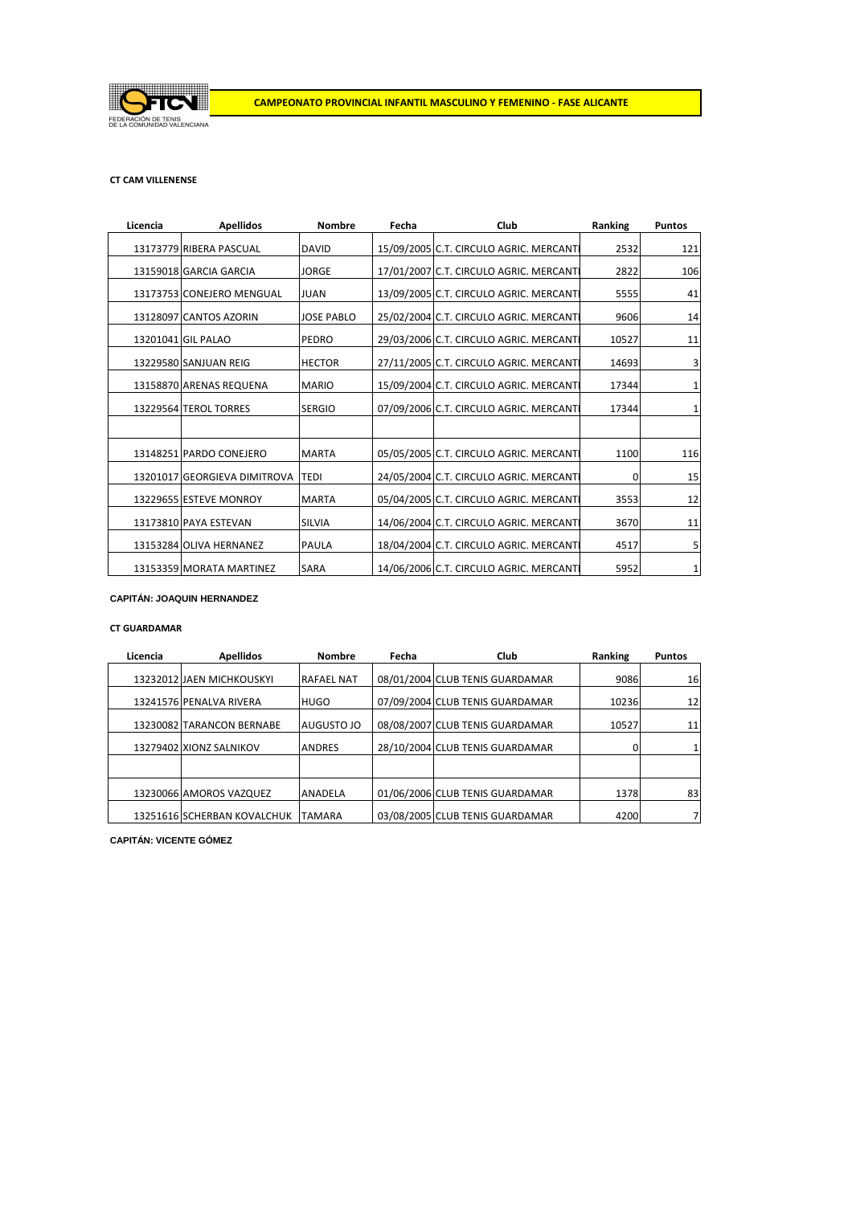FEDERACIÓN DE TENIS DE LA COMUNIDAD VALENCIANA

**CAMPEONATO PROVINCIAL INFANTIL MASCULINO Y FEMENINO - FASE ALICANTE**

**CT CAM VILLENENSE**

| Licencia | Apellidos | Nombre | Fecha | Club | Ranking | Puntos |
|---|---|---|---|---|---|---|
| 13173779 | RIBERA PASCUAL | DAVID | 15/09/2005 | C.T. CIRCULO AGRIC. MERCANTI | 2532 | 121 |
| 13159018 | GARCIA GARCIA | JORGE | 17/01/2007 | C.T. CIRCULO AGRIC. MERCANTI | 2822 | 106 |
| 13173753 | CONEJERO MENGUAL | JUAN | 13/09/2005 | C.T. CIRCULO AGRIC. MERCANTI | 5555 | 41 |
| 13128097 | CANTOS AZORIN | JOSE PABLO | 25/02/2004 | C.T. CIRCULO AGRIC. MERCANTI | 9606 | 14 |
| 13201041 | GIL PALAO | PEDRO | 29/03/2006 | C.T. CIRCULO AGRIC. MERCANTI | 10527 | 11 |
| 13229580 | SANJUAN REIG | HECTOR | 27/11/2005 | C.T. CIRCULO AGRIC. MERCANTI | 14693 | 3 |
| 13158870 | ARENAS REQUENA | MARIO | 15/09/2004 | C.T. CIRCULO AGRIC. MERCANTI | 17344 | 1 |
| 13229564 | TEROL TORRES | SERGIO | 07/09/2006 | C.T. CIRCULO AGRIC. MERCANTI | 17344 | 1 |
| | | | | | | |
| 13148251 | PARDO CONEJERO | MARTA | 05/05/2005 | C.T. CIRCULO AGRIC. MERCANTI | 1100 | 116 |
| 13201017 | GEORGIEVA DIMITROVA | TEDI | 24/05/2004 | C.T. CIRCULO AGRIC. MERCANTI | 0 | 15 |
| 13229655 | ESTEVE MONROY | MARTA | 05/04/2005 | C.T. CIRCULO AGRIC. MERCANTI | 3553 | 12 |
| 13173810 | PAYA ESTEVAN | SILVIA | 14/06/2004 | C.T. CIRCULO AGRIC. MERCANTI | 3670 | 11 |
| 13153284 | OLIVA HERNANDEZ | PAULA | 18/04/2004 | C.T. CIRCULO AGRIC. MERCANTI | 4517 | 5 |
| 13153359 | MORATA MARTINEZ | SARA | 14/06/2006 | C.T. CIRCULO AGRIC. MERCANTI | 5952 | 1 |

**CAPITÁN: JOAQUIN HERNANDEZ**

**CT GUARDAMAR**

| Licencia | Apellidos | Nombre | Fecha | Club | Ranking | Puntos |
|---|---|---|---|---|---|---|
| 13232012 | JAEN MICHKOUSKYI | RAFAEL NAT | 08/01/2004 | CLUB TENIS GUARDAMAR | 9086 | 16 |
| 13241576 | PENALVA RIVERA | HUGO | 07/09/2004 | CLUB TENIS GUARDAMAR | 10236 | 12 |
| 13230082 | TARANCON BERNABE | AUGUSTO JO | 08/08/2007 | CLUB TENIS GUARDAMAR | 10527 | 11 |
| 13279402 | XIONZ SALNIKOV | ANDRES | 28/10/2004 | CLUB TENIS GUARDAMAR | 0 | 1 |
| | | | | | | |
| 13230066 | AMOROS VAZQUEZ | ANADELA | 01/06/2006 | CLUB TENIS GUARDAMAR | 1378 | 83 |
| 13251616 | SCHERBAN KOVALCHUK | TAMARA | 03/08/2005 | CLUB TENIS GUARDAMAR | 4200 | 7 |

**CAPITÁN: VICENTE GÓMEZ**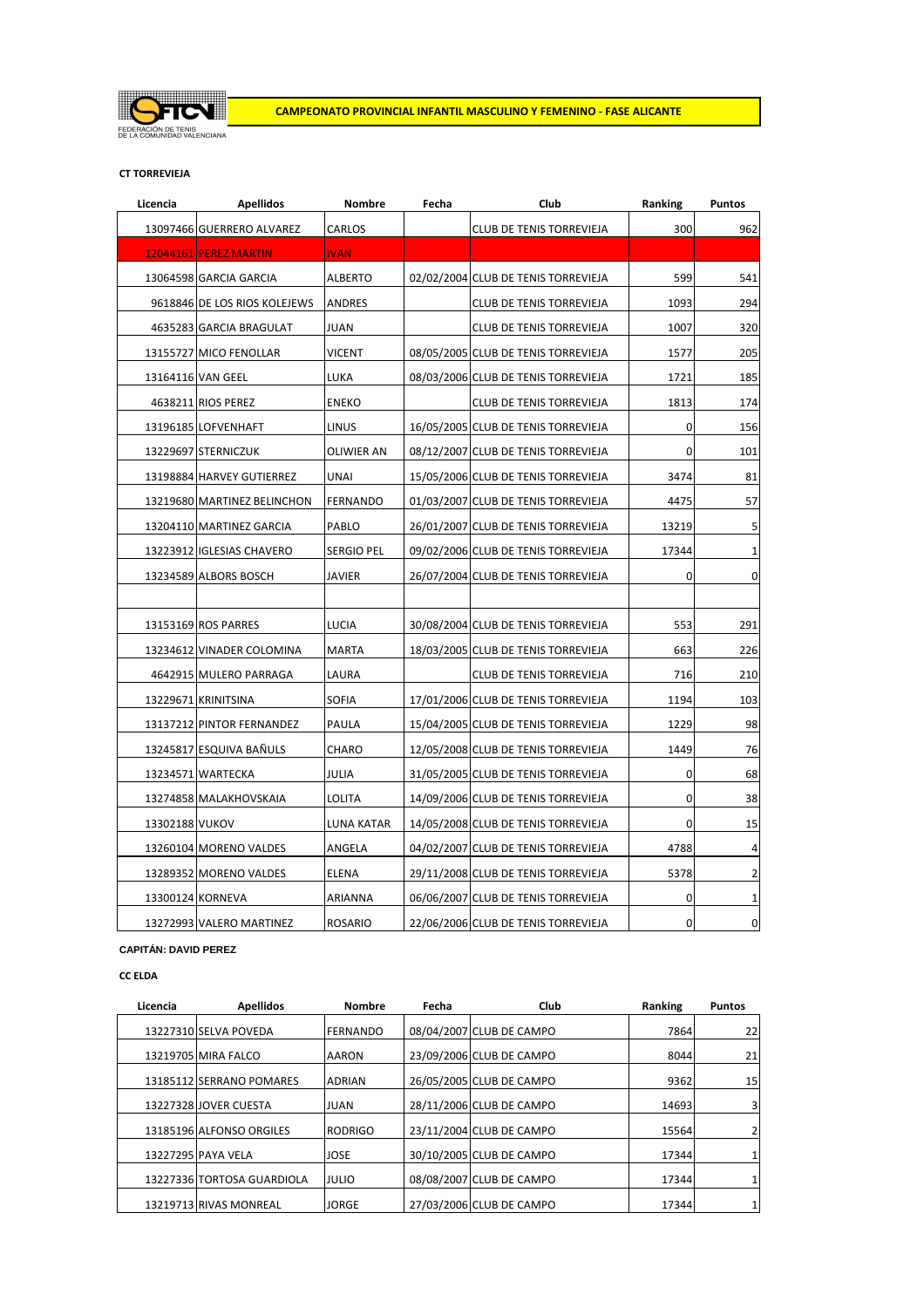FEDERACIÓN DE TENIS DE LA COMUNIDAD VALENCIANA

**CAMPEONATO PROVINCIAL INFANTIL MASCULINO Y FEMENINO - FASE ALICANTE**

**CT TORREVIEJA**

| Licencia | Apellidos | Nombre | Fecha | Club | Ranking | Puntos |
|---|---|---|---|---|---|---|
| 13097466 | GUERRERO ALVAREZ | CARLOS | | CLUB DE TENIS TORREVIEJA | 300 | 962 |
| 12044161 | PEREZ MARTIN | IVAN | | | | |
| 13064598 | GARCIA GARCIA | ALBERTO | 02/02/2004 | CLUB DE TENIS TORREVIEJA | 599 | 541 |
| 9618846 | DE LOS RIOS KOLEJEWS | ANDRES | | CLUB DE TENIS TORREVIEJA | 1093 | 294 |
| 4635283 | GARCIA BRAGULAT | JUAN | | CLUB DE TENIS TORREVIEJA | 1007 | 320 |
| 13155727 | MICO FENOLLAR | VICENT | 08/05/2005 | CLUB DE TENIS TORREVIEJA | 1577 | 205 |
| 13164116 | VAN GEEL | LUKA | 08/03/2006 | CLUB DE TENIS TORREVIEJA | 1721 | 185 |
| 4638211 | RIOS PEREZ | ENEKO | | CLUB DE TENIS TORREVIEJA | 1813 | 174 |
| 13196185 | LOFVENHAFT | LINUS | 16/05/2005 | CLUB DE TENIS TORREVIEJA | 0 | 156 |
| 13229697 | STERNICZUK | OLIWIER AN | 08/12/2007 | CLUB DE TENIS TORREVIEJA | 0 | 101 |
| 13198884 | HARVEY GUTIERREZ | UNAI | 15/05/2006 | CLUB DE TENIS TORREVIEJA | 3474 | 81 |
| 13219680 | MARTINEZ BELINCHON | FERNANDO | 01/03/2007 | CLUB DE TENIS TORREVIEJA | 4475 | 57 |
| 13204110 | MARTINEZ GARCIA | PABLO | 26/01/2007 | CLUB DE TENIS TORREVIEJA | 13219 | 5 |
| 13223912 | IGLESIAS CHAVERO | SERGIO PEL | 09/02/2006 | CLUB DE TENIS TORREVIEJA | 17344 | 1 |
| 13234589 | ALBORS BOSCH | JAVIER | 26/07/2004 | CLUB DE TENIS TORREVIEJA | 0 | 0 |
| | | | | | | |
| 13153169 | ROS PARRES | LUCIA | 30/08/2004 | CLUB DE TENIS TORREVIEJA | 553 | 291 |
| 13234612 | VINADER COLOMINA | MARTA | 18/03/2005 | CLUB DE TENIS TORREVIEJA | 663 | 226 |
| 4642915 | MULERO PARRAGA | LAURA | | CLUB DE TENIS TORREVIEJA | 716 | 210 |
| 13229671 | KRINITSINA | SOFIA | 17/01/2006 | CLUB DE TENIS TORREVIEJA | 1194 | 103 |
| 13137212 | PINTOR FERNANDEZ | PAULA | 15/04/2005 | CLUB DE TENIS TORREVIEJA | 1229 | 98 |
| 13245817 | ESQUIVA BAÑULS | CHARO | 12/05/2008 | CLUB DE TENIS TORREVIEJA | 1449 | 76 |
| 13234571 | WARTECKA | JULIA | 31/05/2005 | CLUB DE TENIS TORREVIEJA | 0 | 68 |
| 13274858 | MALAKHOVSKAIA | LOLITA | 14/09/2006 | CLUB DE TENIS TORREVIEJA | 0 | 38 |
| 13302188 | VUKOV | LUNA KATAR | 14/05/2008 | CLUB DE TENIS TORREVIEJA | 0 | 15 |
| 13260104 | MORENO VALDES | ANGELA | 04/02/2007 | CLUB DE TENIS TORREVIEJA | 4788 | 4 |
| 13289352 | MORENO VALDES | ELENA | 29/11/2008 | CLUB DE TENIS TORREVIEJA | 5378 | 2 |
| 13300124 | KORNEVA | ARIANNA | 06/06/2007 | CLUB DE TENIS TORREVIEJA | 0 | 1 |
| 13272993 | VALERO MARTINEZ | ROSARIO | 22/06/2006 | CLUB DE TENIS TORREVIEJA | 0 | 0 |

**CAPITÁN: DAVID PEREZ**

**CC ELDA**

| Licencia | Apellidos | Nombre | Fecha | Club | Ranking | Puntos |
|---|---|---|---|---|---|---|
| 13227310 | SELVA POVEDA | FERNANDO | 08/04/2007 | CLUB DE CAMPO | 7864 | 22 |
| 13219705 | MIRA FALCO | AARON | 23/09/2006 | CLUB DE CAMPO | 8044 | 21 |
| 13185112 | SERRANO POMARES | ADRIAN | 26/05/2005 | CLUB DE CAMPO | 9362 | 15 |
| 13227328 | JOVER CUESTA | JUAN | 28/11/2006 | CLUB DE CAMPO | 14693 | 3 |
| 13185196 | ALFONSO ORGILES | RODRIGO | 23/11/2004 | CLUB DE CAMPO | 15564 | 2 |
| 13227295 | PAYA VELA | JOSE | 30/10/2005 | CLUB DE CAMPO | 17344 | 1 |
| 13227336 | TORTOSA GUARDIOLA | JULIO | 08/08/2007 | CLUB DE CAMPO | 17344 | 1 |
| 13219713 | RIVAS MONREAL | JORGE | 27/03/2006 | CLUB DE CAMPO | 17344 | 1 |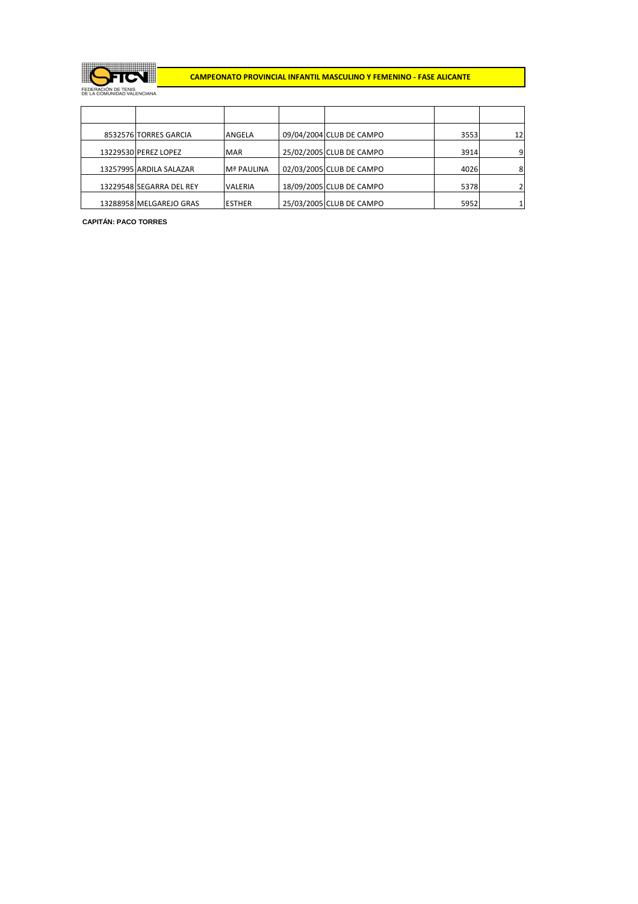FEDERACIÓN DE TENIS DE LA COMUNIDAD VALENCIANA

**CAMPEONATO PROVINCIAL INFANTIL MASCULINO Y FEMENINO - FASE ALICANTE**

| | | | | | | |
|---|---|---|---|---|---|---|
| 8532576 | TORRES GARCIA | ANGELA | 09/04/2004 | CLUB DE CAMPO | 3553 | 12 |
| 13229530 | PEREZ LOPEZ | MAR | 25/02/2005 | CLUB DE CAMPO | 3914 | 9 |
| 13257995 | ARDILA SALAZAR | Mª PAULINA | 02/03/2005 | CLUB DE CAMPO | 4026 | 8 |
| 13229548 | SEGARRA DEL REY | VALERIA | 18/09/2005 | CLUB DE CAMPO | 5378 | 2 |
| 13288958 | MELGAREJO GRAS | ESTHER | 25/03/2005 | CLUB DE CAMPO | 5952 | 1 |

**CAPITÁN: PACO TORRES**